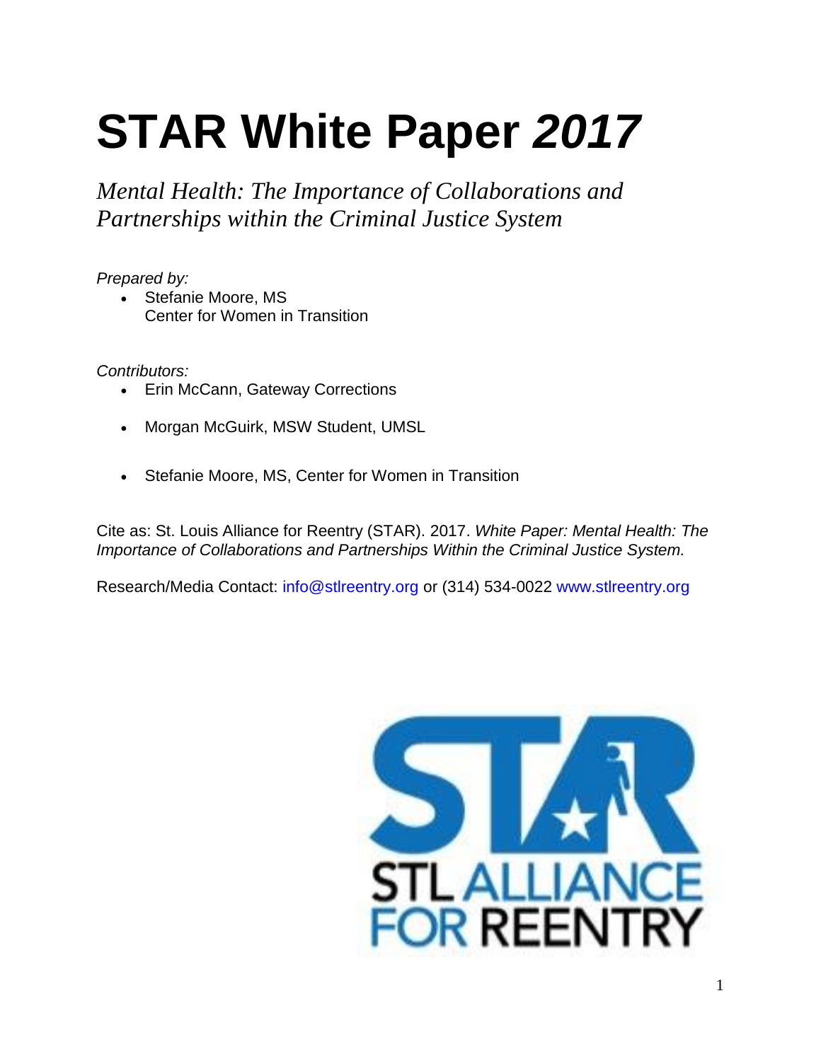# STAR White Paper *2017*

*Mental Health: The Importance of Collaborations and Partnerships within the Criminal Justice System*

*Prepared by:*

- Stefanie Moore, MS
  Center for Women in Transition

*Contributors:*

- Erin McCann, Gateway Corrections
- Morgan McGuirk, MSW Student, UMSL
- Stefanie Moore, MS, Center for Women in Transition

Cite as: St. Louis Alliance for Reentry (STAR). 2017. *White Paper: Mental Health: The Importance of Collaborations and Partnerships Within the Criminal Justice System.*

Research/Media Contact: info@stlreentry.org or (314) 534-0022 www.stlreentry.org

STAR

STL ALLIANCE FOR REENTRY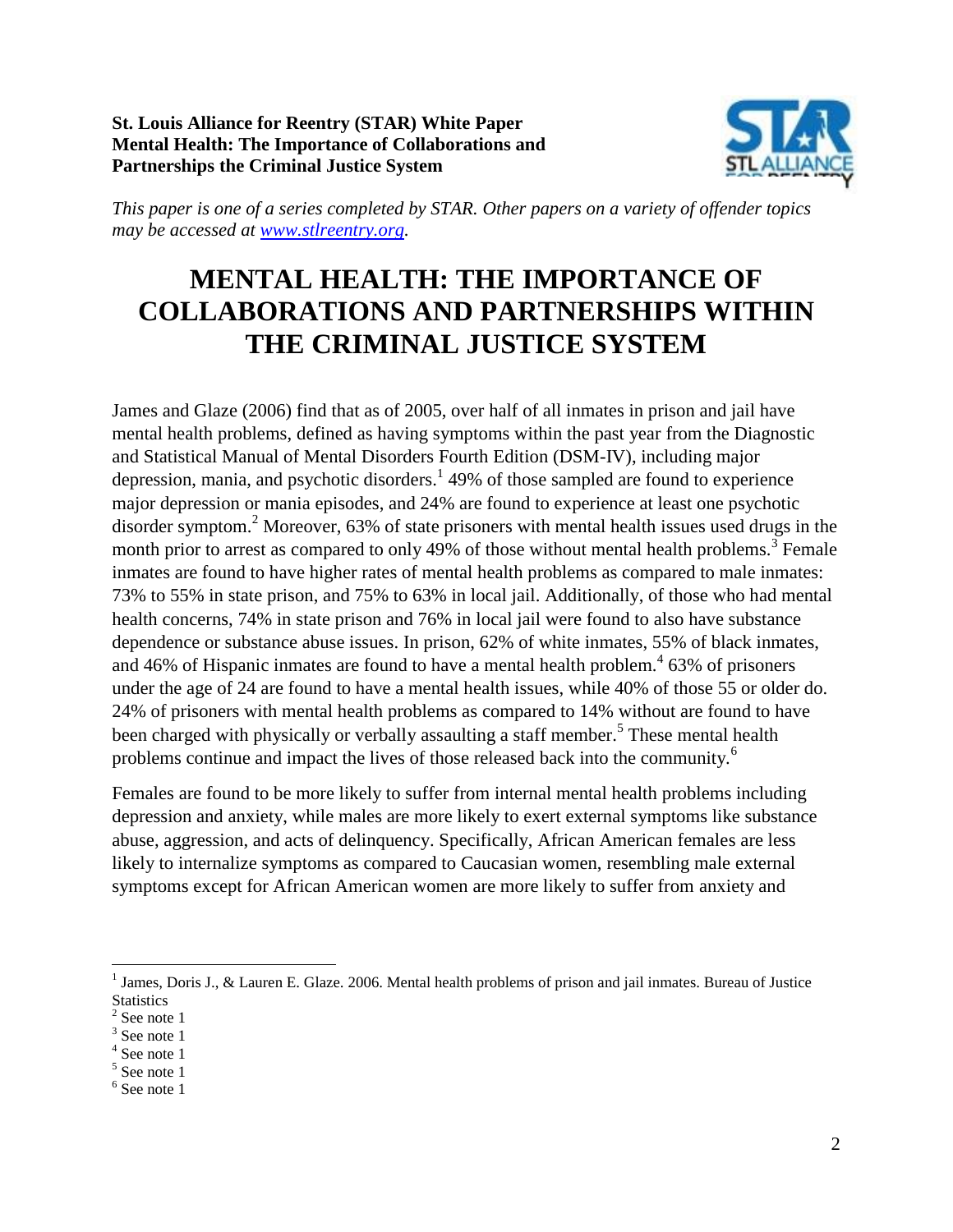**St. Louis Alliance for Reentry (STAR) White Paper**
**Mental Health: The Importance of Collaborations and Partnerships the Criminal Justice System**

*This paper is one of a series completed by STAR. Other papers on a variety of offender topics may be accessed at [www.stlreentry.org](www.stlreentry.org).*

# MENTAL HEALTH: THE IMPORTANCE OF COLLABORATIONS AND PARTNERSHIPS WITHIN THE CRIMINAL JUSTICE SYSTEM

James and Glaze (2006) find that as of 2005, over half of all inmates in prison and jail have mental health problems, defined as having symptoms within the past year from the Diagnostic and Statistical Manual of Mental Disorders Fourth Edition (DSM-IV), including major depression, mania, and psychotic disorders.[1] 49% of those sampled are found to experience major depression or mania episodes, and 24% are found to experience at least one psychotic disorder symptom.[2] Moreover, 63% of state prisoners with mental health issues used drugs in the month prior to arrest as compared to only 49% of those without mental health problems.[3] Female inmates are found to have higher rates of mental health problems as compared to male inmates: 73% to 55% in state prison, and 75% to 63% in local jail. Additionally, of those who had mental health concerns, 74% in state prison and 76% in local jail were found to also have substance dependence or substance abuse issues. In prison, 62% of white inmates, 55% of black inmates, and 46% of Hispanic inmates are found to have a mental health problem.[4] 63% of prisoners under the age of 24 are found to have a mental health issues, while 40% of those 55 or older do. 24% of prisoners with mental health problems as compared to 14% without are found to have been charged with physically or verbally assaulting a staff member.[5] These mental health problems continue and impact the lives of those released back into the community.[6]

Females are found to be more likely to suffer from internal mental health problems including depression and anxiety, while males are more likely to exert external symptoms like substance abuse, aggression, and acts of delinquency. Specifically, African American females are less likely to internalize symptoms as compared to Caucasian women, resembling male external symptoms except for African American women are more likely to suffer from anxiety and

---

[1] James, Doris J., & Lauren E. Glaze. 2006. Mental health problems of prison and jail inmates. Bureau of Justice Statistics

[2] See note 1

[3] See note 1

[4] See note 1

[5] See note 1

[6] See note 1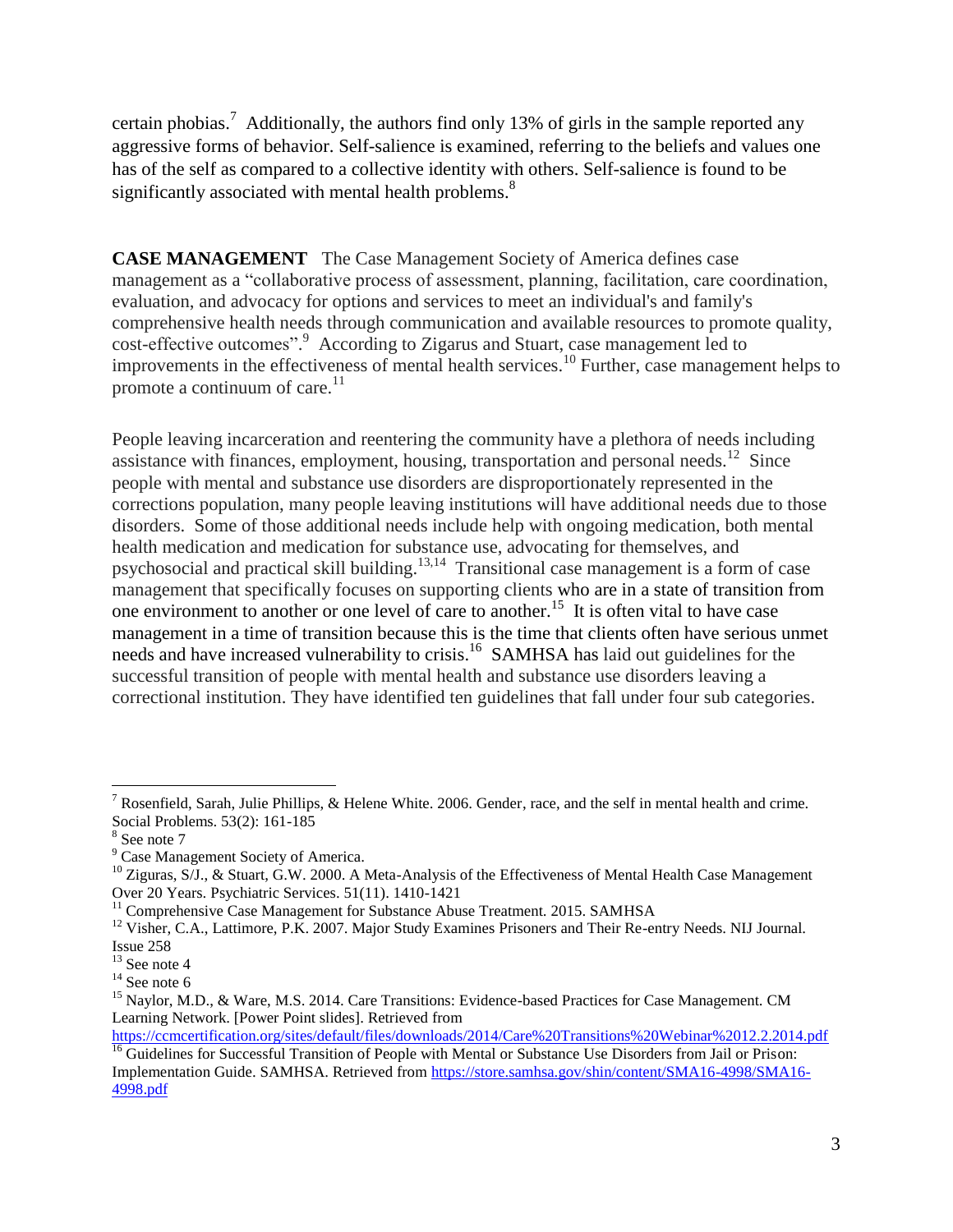certain phobias.[7] Additionally, the authors find only 13% of girls in the sample reported any aggressive forms of behavior. Self-salience is examined, referring to the beliefs and values one has of the self as compared to a collective identity with others. Self-salience is found to be significantly associated with mental health problems.[8]

**CASE MANAGEMENT** The Case Management Society of America defines case management as a "collaborative process of assessment, planning, facilitation, care coordination, evaluation, and advocacy for options and services to meet an individual's and family's comprehensive health needs through communication and available resources to promote quality, cost-effective outcomes".[9] According to Zigarus and Stuart, case management led to improvements in the effectiveness of mental health services.[10] Further, case management helps to promote a continuum of care.[11]

People leaving incarceration and reentering the community have a plethora of needs including assistance with finances, employment, housing, transportation and personal needs.[12] Since people with mental and substance use disorders are disproportionately represented in the corrections population, many people leaving institutions will have additional needs due to those disorders. Some of those additional needs include help with ongoing medication, both mental health medication and medication for substance use, advocating for themselves, and psychosocial and practical skill building.[13,14] Transitional case management is a form of case management that specifically focuses on supporting clients who are in a state of transition from one environment to another or one level of care to another.[15] It is often vital to have case management in a time of transition because this is the time that clients often have serious unmet needs and have increased vulnerability to crisis.[16] SAMHSA has laid out guidelines for the successful transition of people with mental health and substance use disorders leaving a correctional institution. They have identified ten guidelines that fall under four sub categories.

---

[7] Rosenfield, Sarah, Julie Phillips, & Helene White. 2006. Gender, race, and the self in mental health and crime. Social Problems. 53(2): 161-185

[8] See note 7

[9] Case Management Society of America.

[10] Ziguras, S/J., & Stuart, G.W. 2000. A Meta-Analysis of the Effectiveness of Mental Health Case Management Over 20 Years. Psychiatric Services. 51(11). 1410-1421

[11] Comprehensive Case Management for Substance Abuse Treatment. 2015. SAMHSA

[12] Visher, C.A., Lattimore, P.K. 2007. Major Study Examines Prisoners and Their Re-entry Needs. NIJ Journal. Issue 258

[13] See note 4

[14] See note 6

[15] Naylor, M.D., & Ware, M.S. 2014. Care Transitions: Evidence-based Practices for Case Management. CM Learning Network. [Power Point slides]. Retrieved from https://ccmcertification.org/sites/default/files/downloads/2014/Care%20Transitions%20Webinar%2012.2.2014.pdf

[16] Guidelines for Successful Transition of People with Mental or Substance Use Disorders from Jail or Prison: Implementation Guide. SAMHSA. Retrieved from https://store.samhsa.gov/shin/content/SMA16-4998/SMA16-4998.pdf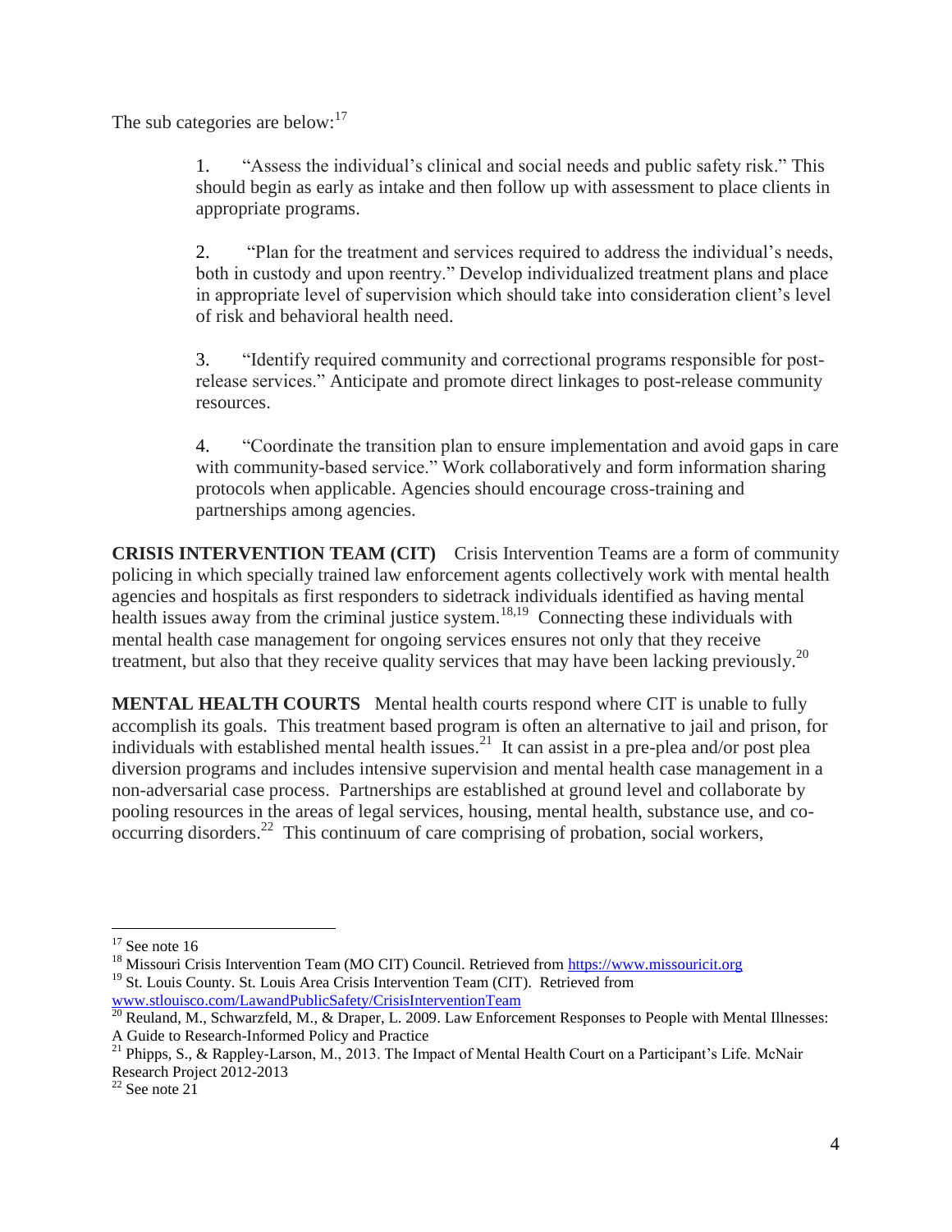The sub categories are below:[17]

1. "Assess the individual's clinical and social needs and public safety risk." This should begin as early as intake and then follow up with assessment to place clients in appropriate programs.

2. "Plan for the treatment and services required to address the individual's needs, both in custody and upon reentry." Develop individualized treatment plans and place in appropriate level of supervision which should take into consideration client's level of risk and behavioral health need.

3. "Identify required community and correctional programs responsible for post-release services." Anticipate and promote direct linkages to post-release community resources.

4. "Coordinate the transition plan to ensure implementation and avoid gaps in care with community-based service." Work collaboratively and form information sharing protocols when applicable. Agencies should encourage cross-training and partnerships among agencies.

**CRISIS INTERVENTION TEAM (CIT)** Crisis Intervention Teams are a form of community policing in which specially trained law enforcement agents collectively work with mental health agencies and hospitals as first responders to sidetrack individuals identified as having mental health issues away from the criminal justice system.[18,19] Connecting these individuals with mental health case management for ongoing services ensures not only that they receive treatment, but also that they receive quality services that may have been lacking previously.[20]

**MENTAL HEALTH COURTS** Mental health courts respond where CIT is unable to fully accomplish its goals. This treatment based program is often an alternative to jail and prison, for individuals with established mental health issues.[21] It can assist in a pre-plea and/or post plea diversion programs and includes intensive supervision and mental health case management in a non-adversarial case process. Partnerships are established at ground level and collaborate by pooling resources in the areas of legal services, housing, mental health, substance use, and co-occurring disorders.[22] This continuum of care comprising of probation, social workers,

---

[17] See note 16

[18] Missouri Crisis Intervention Team (MO CIT) Council. Retrieved from https://www.missouricit.org

[19] St. Louis County. St. Louis Area Crisis Intervention Team (CIT). Retrieved from www.stlouisco.com/LawandPublicSafety/CrisisInterventionTeam

[20] Reuland, M., Schwarzfeld, M., & Draper, L. 2009. Law Enforcement Responses to People with Mental Illnesses: A Guide to Research-Informed Policy and Practice

[21] Phipps, S., & Rappley-Larson, M., 2013. The Impact of Mental Health Court on a Participant's Life. McNair Research Project 2012-2013

[22] See note 21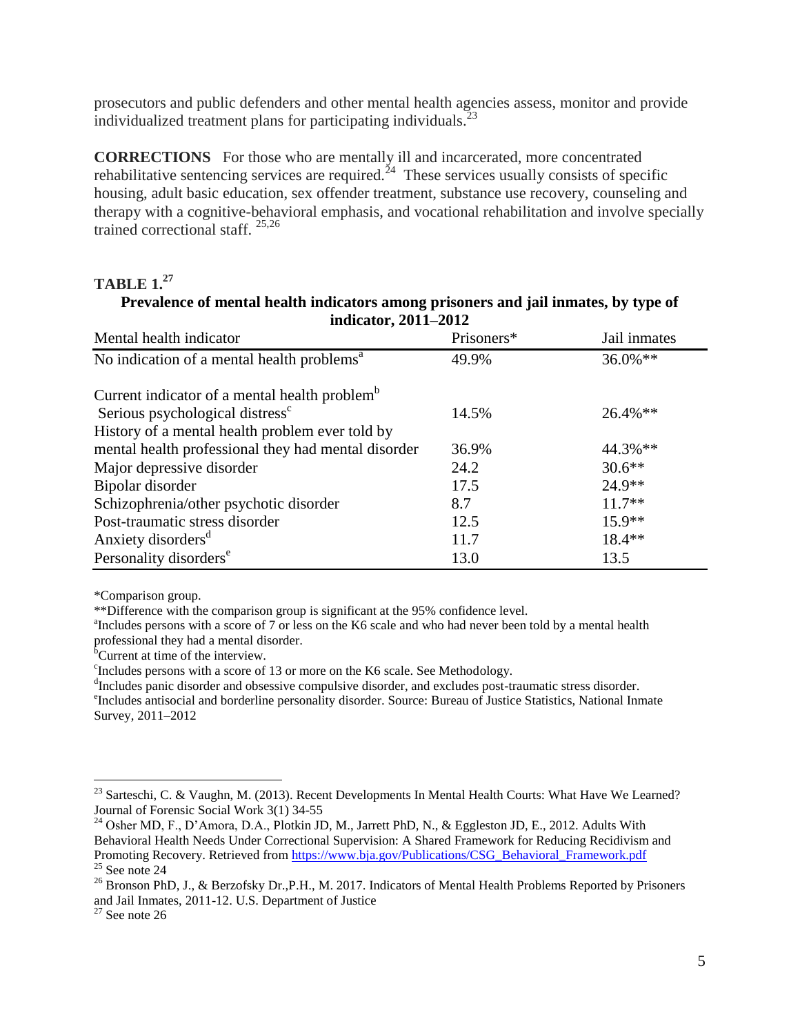prosecutors and public defenders and other mental health agencies assess, monitor and provide individualized treatment plans for participating individuals.[23]

**CORRECTIONS** For those who are mentally ill and incarcerated, more concentrated rehabilitative sentencing services are required.[24] These services usually consists of specific housing, adult basic education, sex offender treatment, substance use recovery, counseling and therapy with a cognitive-behavioral emphasis, and vocational rehabilitation and involve specially trained correctional staff. [25,26]

**TABLE 1.[27]**

**Prevalence of mental health indicators among prisoners and jail inmates, by type of indicator, 2011–2012**

| Mental health indicator | Prisoners* | Jail inmates |
|---|---|---|
| No indication of a mental health problems[a] | 49.9% | 36.0%** |
| Current indicator of a mental health problem[b] | | |
| Serious psychological distress[c] | 14.5% | 26.4%** |
| History of a mental health problem ever told by mental health professional they had mental disorder | 36.9% | 44.3%** |
| Major depressive disorder | 24.2 | 30.6** |
| Bipolar disorder | 17.5 | 24.9** |
| Schizophrenia/other psychotic disorder | 8.7 | 11.7** |
| Post-traumatic stress disorder | 12.5 | 15.9** |
| Anxiety disorders[d] | 11.7 | 18.4** |
| Personality disorders[e] | 13.0 | 13.5 |

*Comparison group.
**Difference with the comparison group is significant at the 95% confidence level.
[a]Includes persons with a score of 7 or less on the K6 scale and who had never been told by a mental health professional they had a mental disorder.
[b]Current at time of the interview.
[c]Includes persons with a score of 13 or more on the K6 scale. See Methodology.
[d]Includes panic disorder and obsessive compulsive disorder, and excludes post-traumatic stress disorder.
[e]Includes antisocial and borderline personality disorder. Source: Bureau of Justice Statistics, National Inmate Survey, 2011–2012

---

[23] Sarteschi, C. & Vaughn, M. (2013). Recent Developments In Mental Health Courts: What Have We Learned? Journal of Forensic Social Work 3(1) 34-55

[24] Osher MD, F., D'Amora, D.A., Plotkin JD, M., Jarrett PhD, N., & Eggleston JD, E., 2012. Adults With Behavioral Health Needs Under Correctional Supervision: A Shared Framework for Reducing Recidivism and Promoting Recovery. Retrieved from https://www.bja.gov/Publications/CSG_Behavioral_Framework.pdf

[25] See note 24

[26] Bronson PhD, J., & Berzofsky Dr.,P.H., M. 2017. Indicators of Mental Health Problems Reported by Prisoners and Jail Inmates, 2011-12. U.S. Department of Justice

[27] See note 26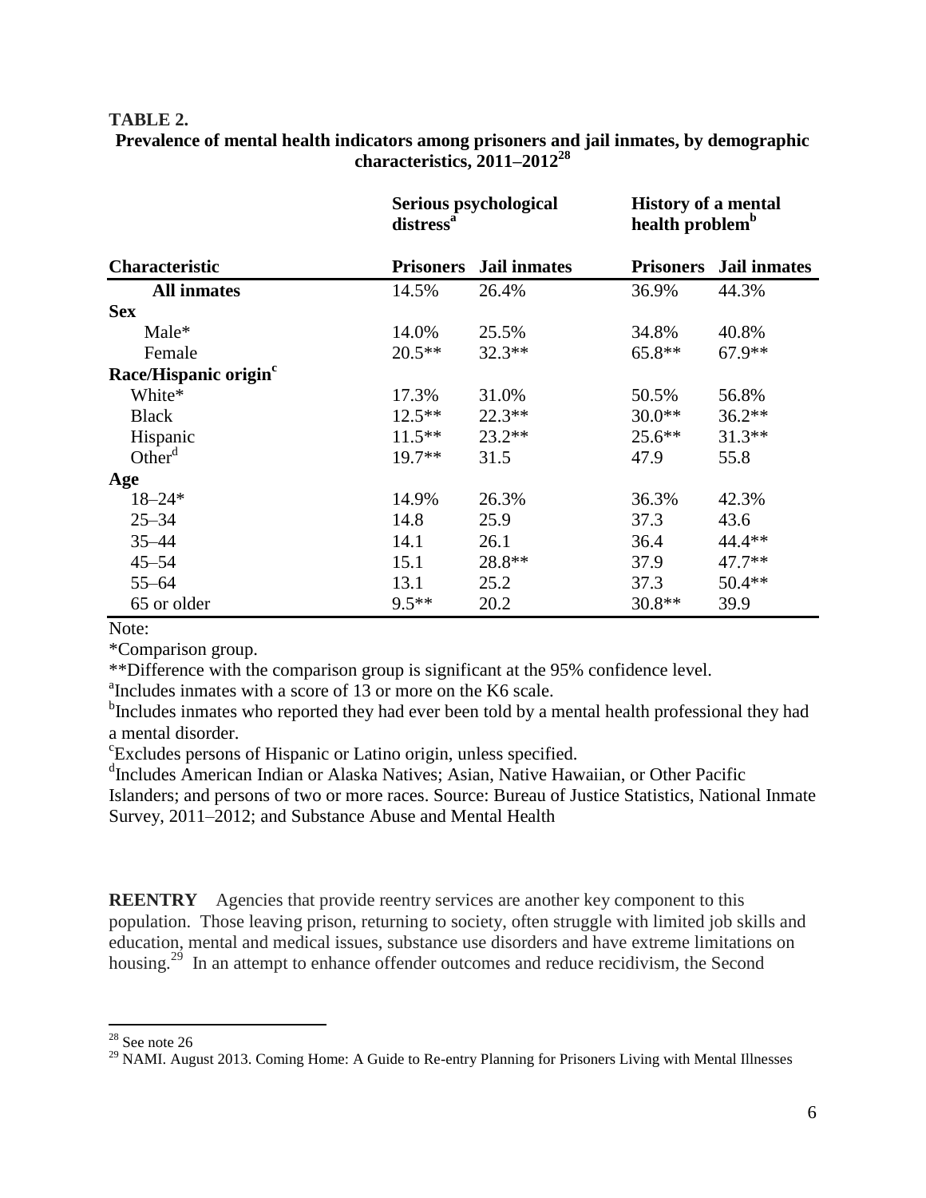**TABLE 2.**

**Prevalence of mental health indicators among prisoners and jail inmates, by demographic characteristics, 2011–2012[28]**

| | Serious psychological distress[a] | | History of a mental health problem[b] | |
|---|---|---|---|---|
| **Characteristic** | **Prisoners** | **Jail inmates** | **Prisoners** | **Jail inmates** |
| **All inmates** | 14.5% | 26.4% | 36.9% | 44.3% |
| **Sex** | | | | |
| Male* | 14.0% | 25.5% | 34.8% | 40.8% |
| Female | 20.5** | 32.3** | 65.8** | 67.9** |
| **Race/Hispanic origin[c]** | | | | |
| White* | 17.3% | 31.0% | 50.5% | 56.8% |
| Black | 12.5** | 22.3** | 30.0** | 36.2** |
| Hispanic | 11.5** | 23.2** | 25.6** | 31.3** |
| Other[d] | 19.7** | 31.5 | 47.9 | 55.8 |
| **Age** | | | | |
| 18–24* | 14.9% | 26.3% | 36.3% | 42.3% |
| 25–34 | 14.8 | 25.9 | 37.3 | 43.6 |
| 35–44 | 14.1 | 26.1 | 36.4 | 44.4** |
| 45–54 | 15.1 | 28.8** | 37.9 | 47.7** |
| 55–64 | 13.1 | 25.2 | 37.3 | 50.4** |
| 65 or older | 9.5** | 20.2 | 30.8** | 39.9 |

Note:

*Comparison group.

**Difference with the comparison group is significant at the 95% confidence level.

[a]Includes inmates with a score of 13 or more on the K6 scale.

[b]Includes inmates who reported they had ever been told by a mental health professional they had a mental disorder.

[c]Excludes persons of Hispanic or Latino origin, unless specified.

[d]Includes American Indian or Alaska Natives; Asian, Native Hawaiian, or Other Pacific Islanders; and persons of two or more races. Source: Bureau of Justice Statistics, National Inmate Survey, 2011–2012; and Substance Abuse and Mental Health

**REENTRY** Agencies that provide reentry services are another key component to this population. Those leaving prison, returning to society, often struggle with limited job skills and education, mental and medical issues, substance use disorders and have extreme limitations on housing.[29] In an attempt to enhance offender outcomes and reduce recidivism, the Second

---

[28] See note 26

[29] NAMI. August 2013. Coming Home: A Guide to Re-entry Planning for Prisoners Living with Mental Illnesses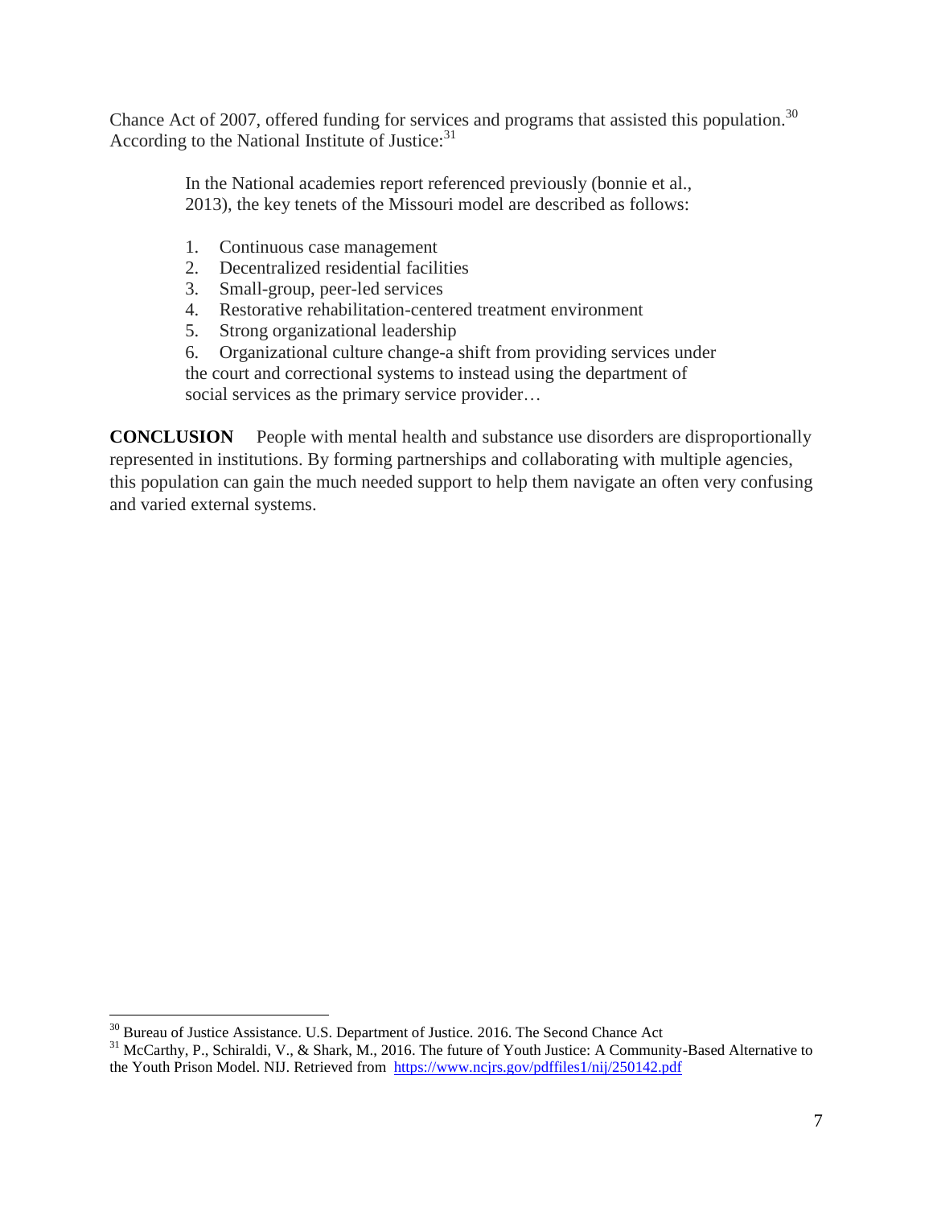Chance Act of 2007, offered funding for services and programs that assisted this population.[30] According to the National Institute of Justice:[31]

> In the National academies report referenced previously (bonnie et al., 2013), the key tenets of the Missouri model are described as follows:
>
> 1. Continuous case management
> 2. Decentralized residential facilities
> 3. Small-group, peer-led services
> 4. Restorative rehabilitation-centered treatment environment
> 5. Strong organizational leadership
> 6. Organizational culture change-a shift from providing services under the court and correctional systems to instead using the department of social services as the primary service provider…

**CONCLUSION** People with mental health and substance use disorders are disproportionally represented in institutions. By forming partnerships and collaborating with multiple agencies, this population can gain the much needed support to help them navigate an often very confusing and varied external systems.

---

[30] Bureau of Justice Assistance. U.S. Department of Justice. 2016. The Second Chance Act

[31] McCarthy, P., Schiraldi, V., & Shark, M., 2016. The future of Youth Justice: A Community-Based Alternative to the Youth Prison Model. NIJ. Retrieved from https://www.ncjrs.gov/pdffiles1/nij/250142.pdf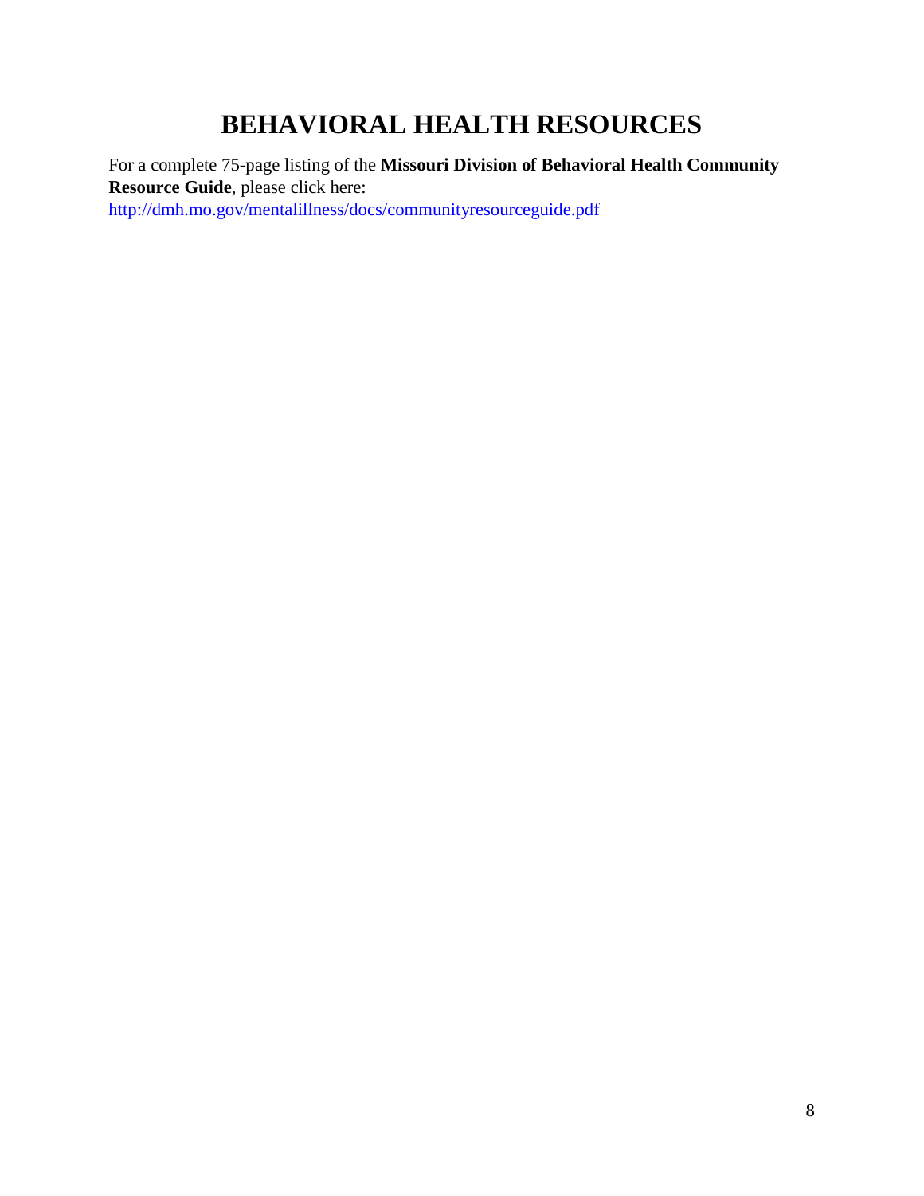# BEHAVIORAL HEALTH RESOURCES

For a complete 75-page listing of the **Missouri Division of Behavioral Health Community Resource Guide**, please click here: http://dmh.mo.gov/mentalillness/docs/communityresourceguide.pdf